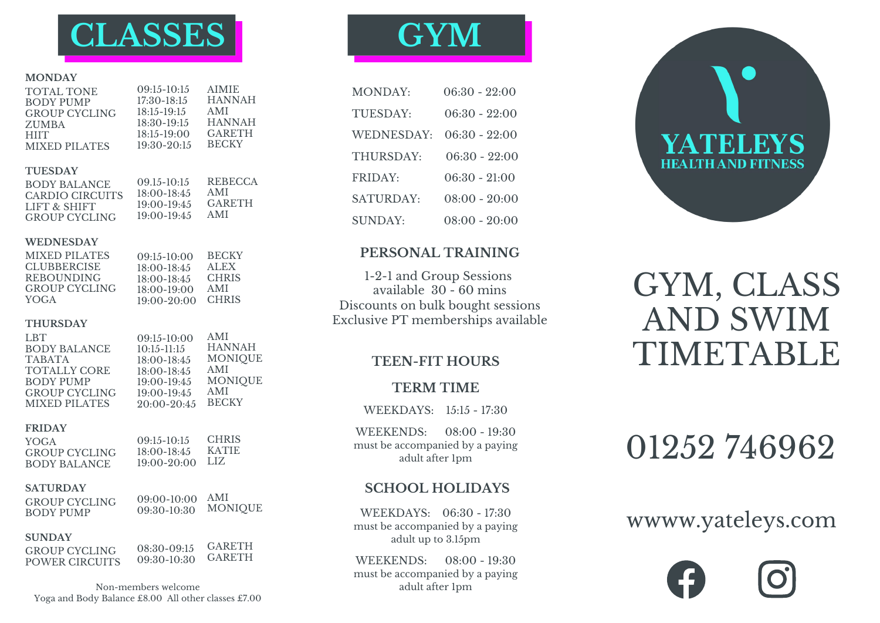# CLASSES

### MONDAY

| Class | Time | Instructor |
|---|---|---|
| TOTAL TONE | 09:15-10:15 | AIMIE |
| BODY PUMP | 17:30-18:15 | HANNAH |
| GROUP CYCLING | 18:15-19:15 | AMI |
| ZUMBA | 18:30-19:15 | HANNAH |
| HIIT | 18:15-19:00 | GARETH |
| MIXED PILATES | 19:30-20:15 | BECKY |

### TUESDAY

| Class | Time | Instructor |
|---|---|---|
| BODY BALANCE | 09.15-10:15 | REBECCA |
| CARDIO CIRCUITS | 18:00-18:45 | AMI |
| LIFT & SHIFT | 19:00-19:45 | GARETH |
| GROUP CYCLING | 19:00-19:45 | AMI |

### WEDNESDAY

| Class | Time | Instructor |
|---|---|---|
| MIXED PILATES | 09:15-10:00 | BECKY |
| CLUBBERCISE | 18:00-18:45 | ALEX |
| REBOUNDING | 18:00-18:45 | CHRIS |
| GROUP CYCLING | 18:00-19:00 | AMI |
| YOGA | 19:00-20:00 | CHRIS |

### THURSDAY

| Class | Time | Instructor |
|---|---|---|
| LBT | 09:15-10:00 | AMI |
| BODY BALANCE | 10:15-11:15 | HANNAH |
| TABATA | 18:00-18:45 | MONIQUE |
| TOTALLY CORE | 18:00-18:45 | AMI |
| BODY PUMP | 19:00-19:45 | MONIQUE |
| GROUP CYCLING | 19:00-19:45 | AMI |
| MIXED PILATES | 20:00-20:45 | BECKY |

### FRIDAY

| Class | Time | Instructor |
|---|---|---|
| YOGA | 09:15-10:15 | CHRIS |
| GROUP CYCLING | 18:00-18:45 | KATIE |
| BODY BALANCE | 19:00-20:00 | LIZ |

### SATURDAY

| Class | Time | Instructor |
|---|---|---|
| GROUP CYCLING | 09:00-10:00 | AMI |
| BODY PUMP | 09:30-10:30 | MONIQUE |

### SUNDAY

| Class | Time | Instructor |
|---|---|---|
| GROUP CYCLING | 08:30-09:15 | GARETH |
| POWER CIRCUITS | 09:30-10:30 | GARETH |

Non-members welcome
Yoga and Body Balance £8.00 All other classes £7.00

# GYM

| Day | Hours |
|---|---|
| MONDAY: | 06:30 - 22:00 |
| TUESDAY: | 06:30 - 22:00 |
| WEDNESDAY: | 06:30 - 22:00 |
| THURSDAY: | 06:30 - 22:00 |
| FRIDAY: | 06:30 - 21:00 |
| SATURDAY: | 08:00 - 20:00 |
| SUNDAY: | 08:00 - 20:00 |

## PERSONAL TRAINING

1-2-1 and Group Sessions available 30 - 60 mins
Discounts on bulk bought sessions
Exclusive PT memberships available

## TEEN-FIT HOURS

### TERM TIME

WEEKDAYS: 15:15 - 17:30

WEEKENDS: 08:00 - 19:30
must be accompanied by a paying adult after 1pm

### SCHOOL HOLIDAYS

WEEKDAYS: 06:30 - 17:30
must be accompanied by a paying adult up to 3.15pm

WEEKENDS: 08:00 - 19:30
must be accompanied by a paying adult after 1pm

YATELEYS
HEALTH AND FITNESS

# GYM, CLASS AND SWIM TIMETABLE

01252 746962

wwww.yateleys.com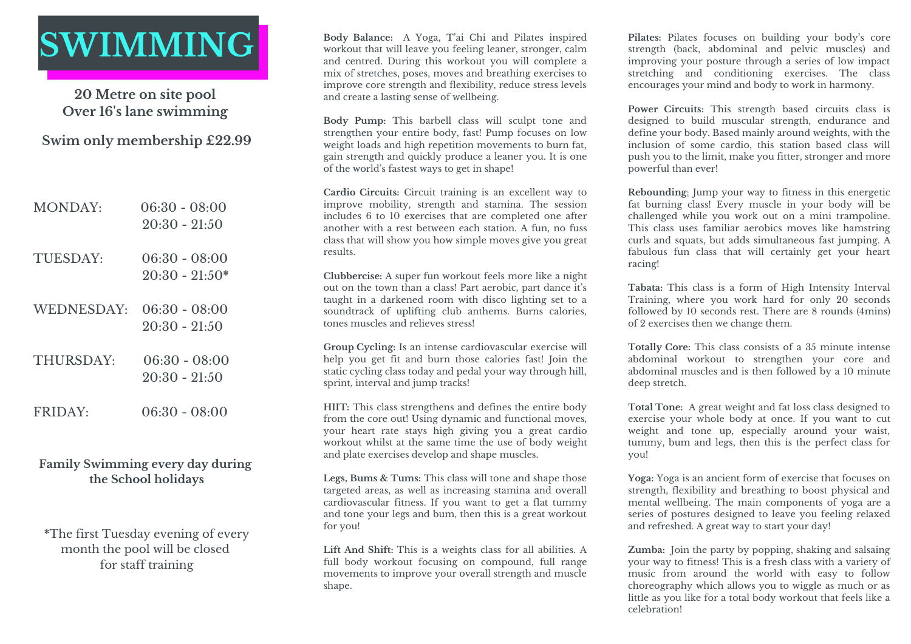# SWIMMING

**20 Metre on site pool**
**Over 16's lane swimming**

**Swim only membership £22.99**

| | |
|---|---|
| MONDAY: | 06:30 - 08:00<br>20:30 - 21:50 |
| TUESDAY: | 06:30 - 08:00<br>20:30 - 21:50* |
| WEDNESDAY: | 06:30 - 08:00<br>20:30 - 21:50 |
| THURSDAY: | 06:30 - 08:00<br>20:30 - 21:50 |
| FRIDAY: | 06:30 - 08:00 |

**Family Swimming every day during the School holidays**

*The first Tuesday evening of every month the pool will be closed for staff training

**Body Balance:** A Yoga, T'ai Chi and Pilates inspired workout that will leave you feeling leaner, stronger, calm and centred. During this workout you will complete a mix of stretches, poses, moves and breathing exercises to improve core strength and flexibility, reduce stress levels and create a lasting sense of wellbeing.

**Body Pump:** This barbell class will sculpt tone and strengthen your entire body, fast! Pump focuses on low weight loads and high repetition movements to burn fat, gain strength and quickly produce a leaner you. It is one of the world's fastest ways to get in shape!

**Cardio Circuits:** Circuit training is an excellent way to improve mobility, strength and stamina. The session includes 6 to 10 exercises that are completed one after another with a rest between each station. A fun, no fuss class that will show you how simple moves give you great results.

**Clubbercise:** A super fun workout feels more like a night out on the town than a class! Part aerobic, part dance it's taught in a darkened room with disco lighting set to a soundtrack of uplifting club anthems. Burns calories, tones muscles and relieves stress!

**Group Cycling:** Is an intense cardiovascular exercise will help you get fit and burn those calories fast! Join the static cycling class today and pedal your way through hill, sprint, interval and jump tracks!

**HIIT:** This class strengthens and defines the entire body from the core out! Using dynamic and functional moves, your heart rate stays high giving you a great cardio workout whilst at the same time the use of body weight and plate exercises develop and shape muscles.

**Legs, Bums & Tums:** This class will tone and shape those targeted areas, as well as increasing stamina and overall cardiovascular fitness. If you want to get a flat tummy and tone your legs and bum, then this is a great workout for you!

**Lift And Shift:** This is a weights class for all abilities. A full body workout focusing on compound, full range movements to improve your overall strength and muscle shape.

**Pilates:** Pilates focuses on building your body's core strength (back, abdominal and pelvic muscles) and improving your posture through a series of low impact stretching and conditioning exercises. The class encourages your mind and body to work in harmony.

**Power Circuits:** This strength based circuits class is designed to build muscular strength, endurance and define your body. Based mainly around weights, with the inclusion of some cardio, this station based class will push you to the limit, make you fitter, stronger and more powerful than ever!

**Rebounding:** Jump your way to fitness in this energetic fat burning class! Every muscle in your body will be challenged while you work out on a mini trampoline. This class uses familiar aerobics moves like hamstring curls and squats, but adds simultaneous fast jumping. A fabulous fun class that will certainly get your heart racing!

**Tabata:** This class is a form of High Intensity Interval Training, where you work hard for only 20 seconds followed by 10 seconds rest. There are 8 rounds (4mins) of 2 exercises then we change them.

**Totally Core:** This class consists of a 35 minute intense abdominal workout to strengthen your core and abdominal muscles and is then followed by a 10 minute deep stretch.

**Total Tone:** A great weight and fat loss class designed to exercise your whole body at once. If you want to cut weight and tone up, especially around your waist, tummy, bum and legs, then this is the perfect class for you!

**Yoga:** Yoga is an ancient form of exercise that focuses on strength, flexibility and breathing to boost physical and mental wellbeing. The main components of yoga are a series of postures designed to leave you feeling relaxed and refreshed. A great way to start your day!

**Zumba:** Join the party by popping, shaking and salsaing your way to fitness! This is a fresh class with a variety of music from around the world with easy to follow choreography which allows you to wiggle as much or as little as you like for a total body workout that feels like a celebration!